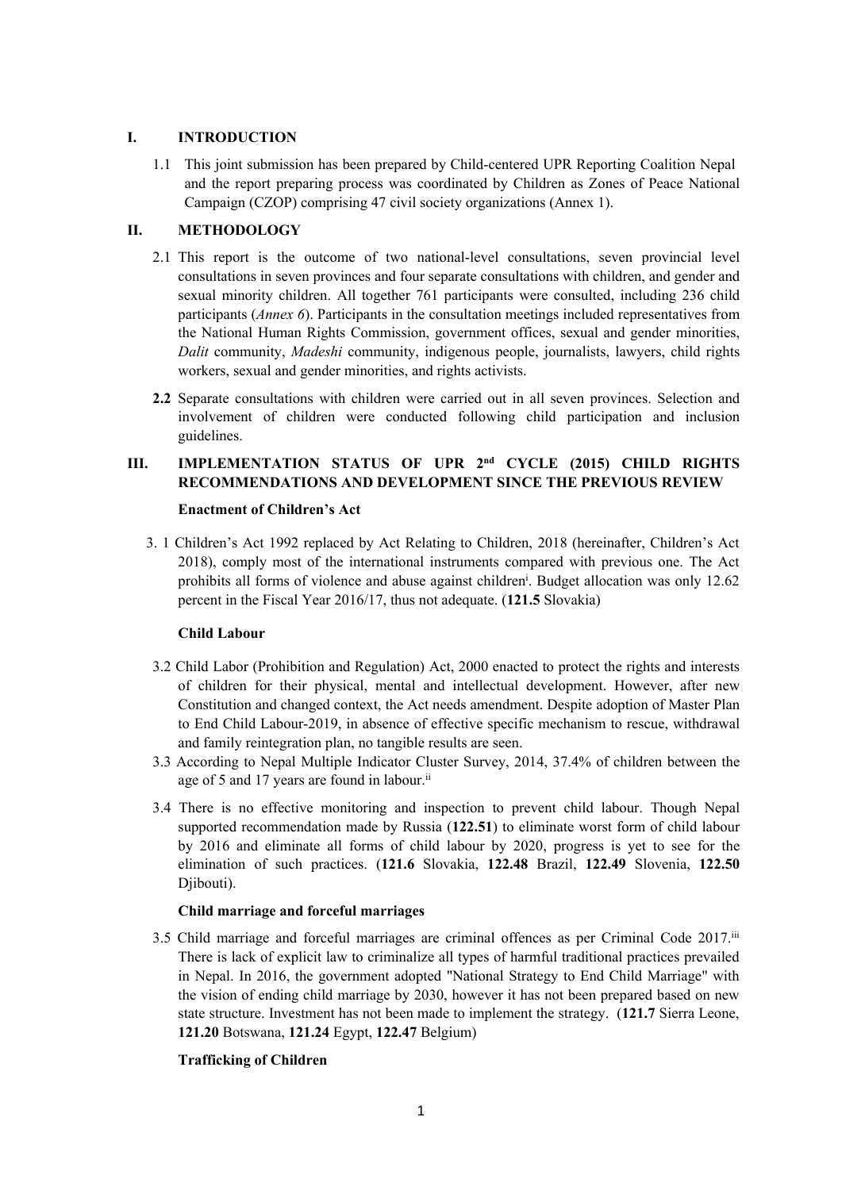## I. INTRODUCTION

1.1 This joint submission has been prepared by Child-centered UPR Reporting Coalition Nepal and the report preparing process was coordinated by Children as Zones of Peace National Campaign (CZOP) comprising 47 civil society organizations (Annex 1).

## II. METHODOLOGY

2.1 This report is the outcome of two national-level consultations, seven provincial level consultations in seven provinces and four separate consultations with children, and gender and sexual minority children. All together 761 participants were consulted, including 236 child participants (*Annex 6*). Participants in the consultation meetings included representatives from the National Human Rights Commission, government offices, sexual and gender minorities, *Dalit* community, *Madeshi* community, indigenous people, journalists, lawyers, child rights workers, sexual and gender minorities, and rights activists.

**2.2** Separate consultations with children were carried out in all seven provinces. Selection and involvement of children were conducted following child participation and inclusion guidelines.

## III. IMPLEMENTATION STATUS OF UPR 2nd CYCLE (2015) CHILD RIGHTS RECOMMENDATIONS AND DEVELOPMENT SINCE THE PREVIOUS REVIEW

### Enactment of Children's Act

3. 1 Children's Act 1992 replaced by Act Relating to Children, 2018 (hereinafter, Children's Act 2018), comply most of the international instruments compared with previous one. The Act prohibits all forms of violence and abuse against children[i]. Budget allocation was only 12.62 percent in the Fiscal Year 2016/17, thus not adequate. (**121.5** Slovakia)

### Child Labour

3.2 Child Labor (Prohibition and Regulation) Act, 2000 enacted to protect the rights and interests of children for their physical, mental and intellectual development. However, after new Constitution and changed context, the Act needs amendment. Despite adoption of Master Plan to End Child Labour-2019, in absence of effective specific mechanism to rescue, withdrawal and family reintegration plan, no tangible results are seen.

3.3 According to Nepal Multiple Indicator Cluster Survey, 2014, 37.4% of children between the age of 5 and 17 years are found in labour.[ii]

3.4 There is no effective monitoring and inspection to prevent child labour. Though Nepal supported recommendation made by Russia (**122.51**) to eliminate worst form of child labour by 2016 and eliminate all forms of child labour by 2020, progress is yet to see for the elimination of such practices. (**121.6** Slovakia, **122.48** Brazil, **122.49** Slovenia, **122.50** Djibouti).

### Child marriage and forceful marriages

3.5 Child marriage and forceful marriages are criminal offences as per Criminal Code 2017.[iii] There is lack of explicit law to criminalize all types of harmful traditional practices prevailed in Nepal. In 2016, the government adopted "National Strategy to End Child Marriage" with the vision of ending child marriage by 2030, however it has not been prepared based on new state structure. Investment has not been made to implement the strategy. (**121.7** Sierra Leone, **121.20** Botswana, **121.24** Egypt, **122.47** Belgium)

### Trafficking of Children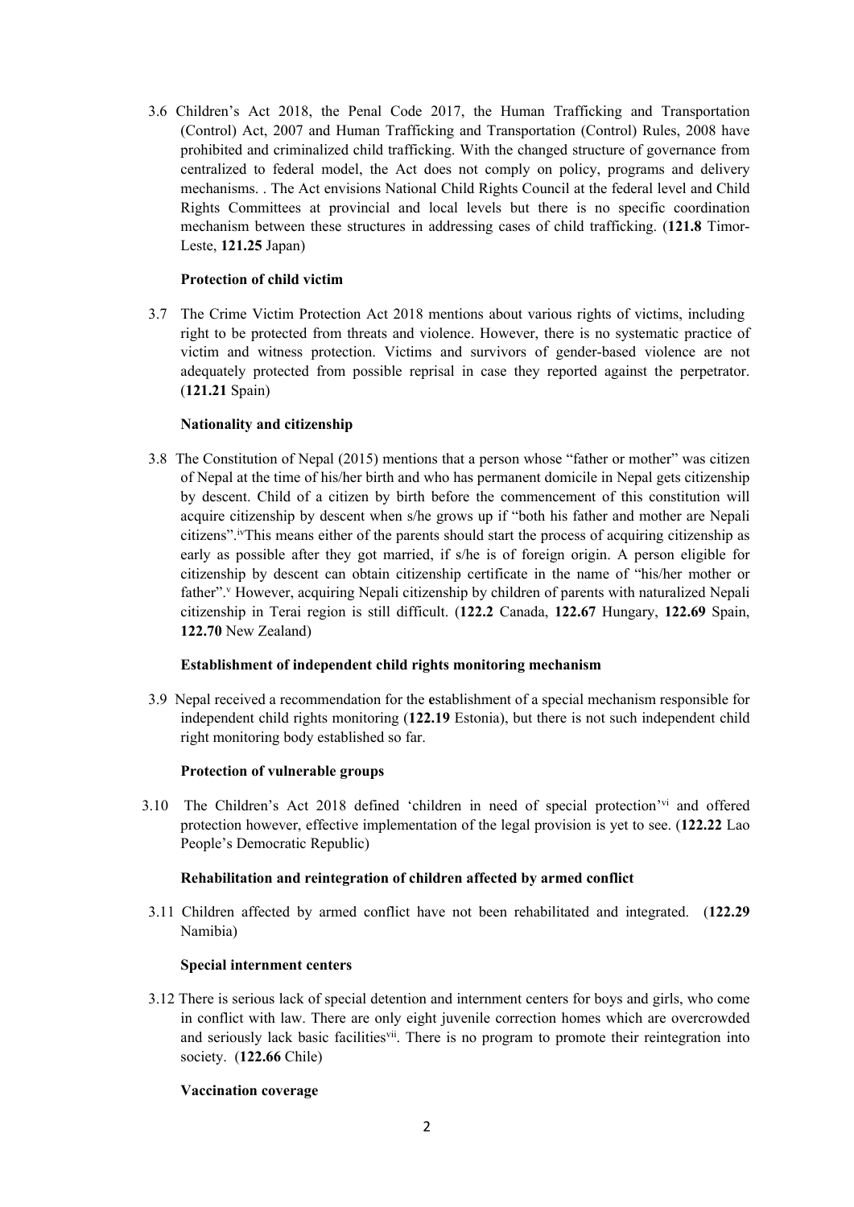3.6 Children's Act 2018, the Penal Code 2017, the Human Trafficking and Transportation (Control) Act, 2007 and Human Trafficking and Transportation (Control) Rules, 2008 have prohibited and criminalized child trafficking. With the changed structure of governance from centralized to federal model, the Act does not comply on policy, programs and delivery mechanisms. . The Act envisions National Child Rights Council at the federal level and Child Rights Committees at provincial and local levels but there is no specific coordination mechanism between these structures in addressing cases of child trafficking. (**121.8** Timor-Leste, **121.25** Japan)

**Protection of child victim**

3.7 The Crime Victim Protection Act 2018 mentions about various rights of victims, including right to be protected from threats and violence. However, there is no systematic practice of victim and witness protection. Victims and survivors of gender-based violence are not adequately protected from possible reprisal in case they reported against the perpetrator. (**121.21** Spain)

**Nationality and citizenship**

3.8 The Constitution of Nepal (2015) mentions that a person whose "father or mother" was citizen of Nepal at the time of his/her birth and who has permanent domicile in Nepal gets citizenship by descent. Child of a citizen by birth before the commencement of this constitution will acquire citizenship by descent when s/he grows up if "both his father and mother are Nepali citizens".[iv] This means either of the parents should start the process of acquiring citizenship as early as possible after they got married, if s/he is of foreign origin. A person eligible for citizenship by descent can obtain citizenship certificate in the name of "his/her mother or father".[v] However, acquiring Nepali citizenship by children of parents with naturalized Nepali citizenship in Terai region is still difficult. (**122.2** Canada, **122.67** Hungary, **122.69** Spain, **122.70** New Zealand)

**Establishment of independent child rights monitoring mechanism**

3.9 Nepal received a recommendation for the **e**stablishment of a special mechanism responsible for independent child rights monitoring (**122.19** Estonia), but there is not such independent child right monitoring body established so far.

**Protection of vulnerable groups**

3.10 The Children's Act 2018 defined 'children in need of special protection'[vi] and offered protection however, effective implementation of the legal provision is yet to see. (**122.22** Lao People's Democratic Republic)

**Rehabilitation and reintegration of children affected by armed conflict**

3.11 Children affected by armed conflict have not been rehabilitated and integrated. (**122.29** Namibia)

**Special internment centers**

3.12 There is serious lack of special detention and internment centers for boys and girls, who come in conflict with law. There are only eight juvenile correction homes which are overcrowded and seriously lack basic facilities[vii]. There is no program to promote their reintegration into society. (**122.66** Chile)

**Vaccination coverage**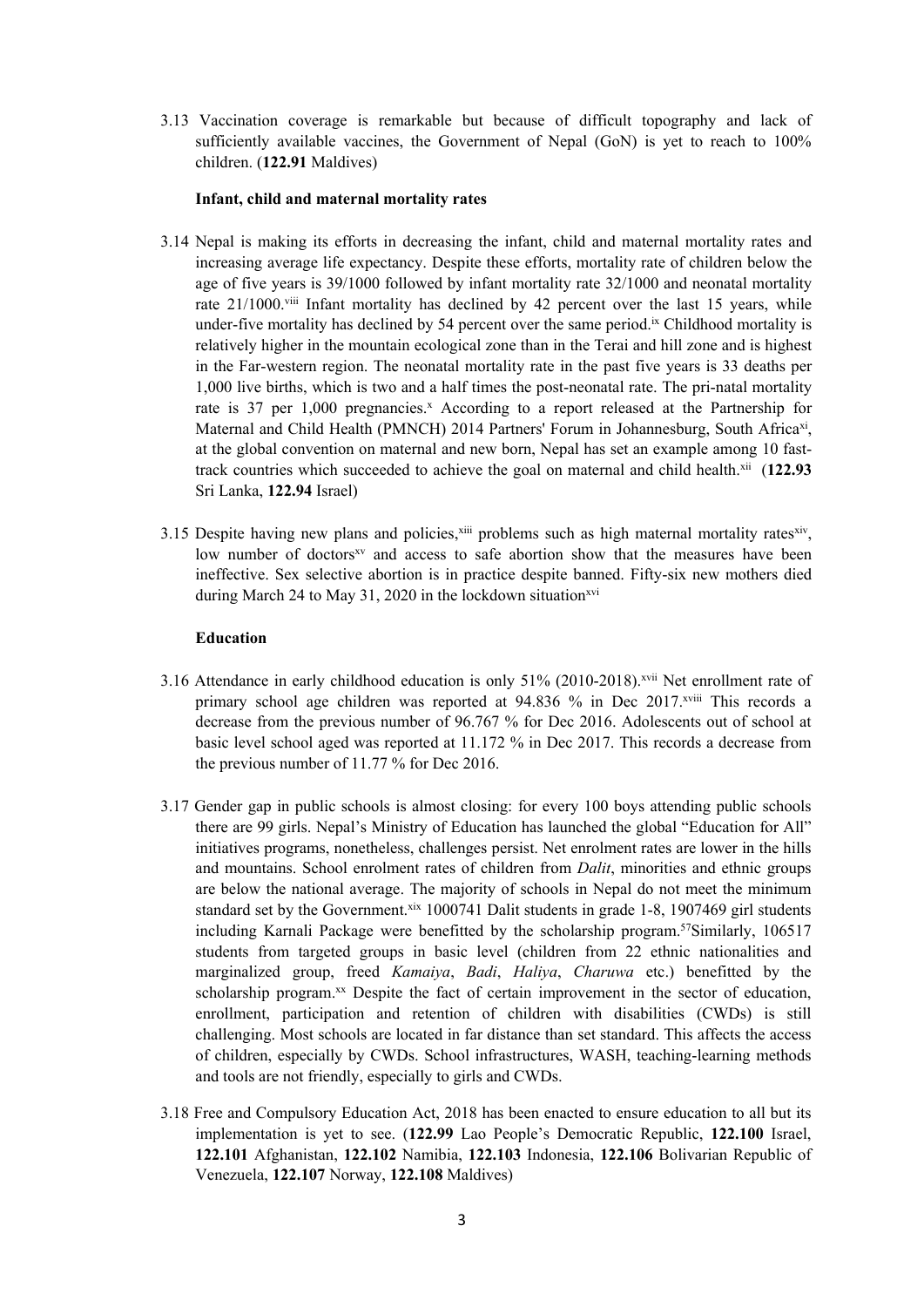3.13 Vaccination coverage is remarkable but because of difficult topography and lack of sufficiently available vaccines, the Government of Nepal (GoN) is yet to reach to 100% children. (**122.91** Maldives)

**Infant, child and maternal mortality rates**

3.14 Nepal is making its efforts in decreasing the infant, child and maternal mortality rates and increasing average life expectancy. Despite these efforts, mortality rate of children below the age of five years is 39/1000 followed by infant mortality rate 32/1000 and neonatal mortality rate 21/1000.[viii] Infant mortality has declined by 42 percent over the last 15 years, while under-five mortality has declined by 54 percent over the same period.[ix] Childhood mortality is relatively higher in the mountain ecological zone than in the Terai and hill zone and is highest in the Far-western region. The neonatal mortality rate in the past five years is 33 deaths per 1,000 live births, which is two and a half times the post-neonatal rate. The pri-natal mortality rate is 37 per 1,000 pregnancies.[x] According to a report released at the Partnership for Maternal and Child Health (PMNCH) 2014 Partners' Forum in Johannesburg, South Africa[xi], at the global convention on maternal and new born, Nepal has set an example among 10 fast-track countries which succeeded to achieve the goal on maternal and child health.[xii] (**122.93** Sri Lanka, **122.94** Israel)

3.15 Despite having new plans and policies,[xiii] problems such as high maternal mortality rates[xiv], low number of doctors[xv] and access to safe abortion show that the measures have been ineffective. Sex selective abortion is in practice despite banned. Fifty-six new mothers died during March 24 to May 31, 2020 in the lockdown situation[xvi]

**Education**

3.16 Attendance in early childhood education is only 51% (2010-2018).[xvii] Net enrollment rate of primary school age children was reported at 94.836 % in Dec 2017.[xviii] This records a decrease from the previous number of 96.767 % for Dec 2016. Adolescents out of school at basic level school aged was reported at 11.172 % in Dec 2017. This records a decrease from the previous number of 11.77 % for Dec 2016.

3.17 Gender gap in public schools is almost closing: for every 100 boys attending public schools there are 99 girls. Nepal's Ministry of Education has launched the global "Education for All" initiatives programs, nonetheless, challenges persist. Net enrolment rates are lower in the hills and mountains. School enrolment rates of children from *Dalit*, minorities and ethnic groups are below the national average. The majority of schools in Nepal do not meet the minimum standard set by the Government.[xix] 1000741 Dalit students in grade 1-8, 1907469 girl students including Karnali Package were benefitted by the scholarship program.[57]Similarly, 106517 students from targeted groups in basic level (children from 22 ethnic nationalities and marginalized group, freed *Kamaiya*, *Badi*, *Haliya*, *Charuwa* etc.) benefitted by the scholarship program.[xx] Despite the fact of certain improvement in the sector of education, enrollment, participation and retention of children with disabilities (CWDs) is still challenging. Most schools are located in far distance than set standard. This affects the access of children, especially by CWDs. School infrastructures, WASH, teaching-learning methods and tools are not friendly, especially to girls and CWDs.

3.18 Free and Compulsory Education Act, 2018 has been enacted to ensure education to all but its implementation is yet to see. (**122.99** Lao People's Democratic Republic, **122.100** Israel, **122.101** Afghanistan, **122.102** Namibia, **122.103** Indonesia, **122.106** Bolivarian Republic of Venezuela, **122.107** Norway, **122.108** Maldives)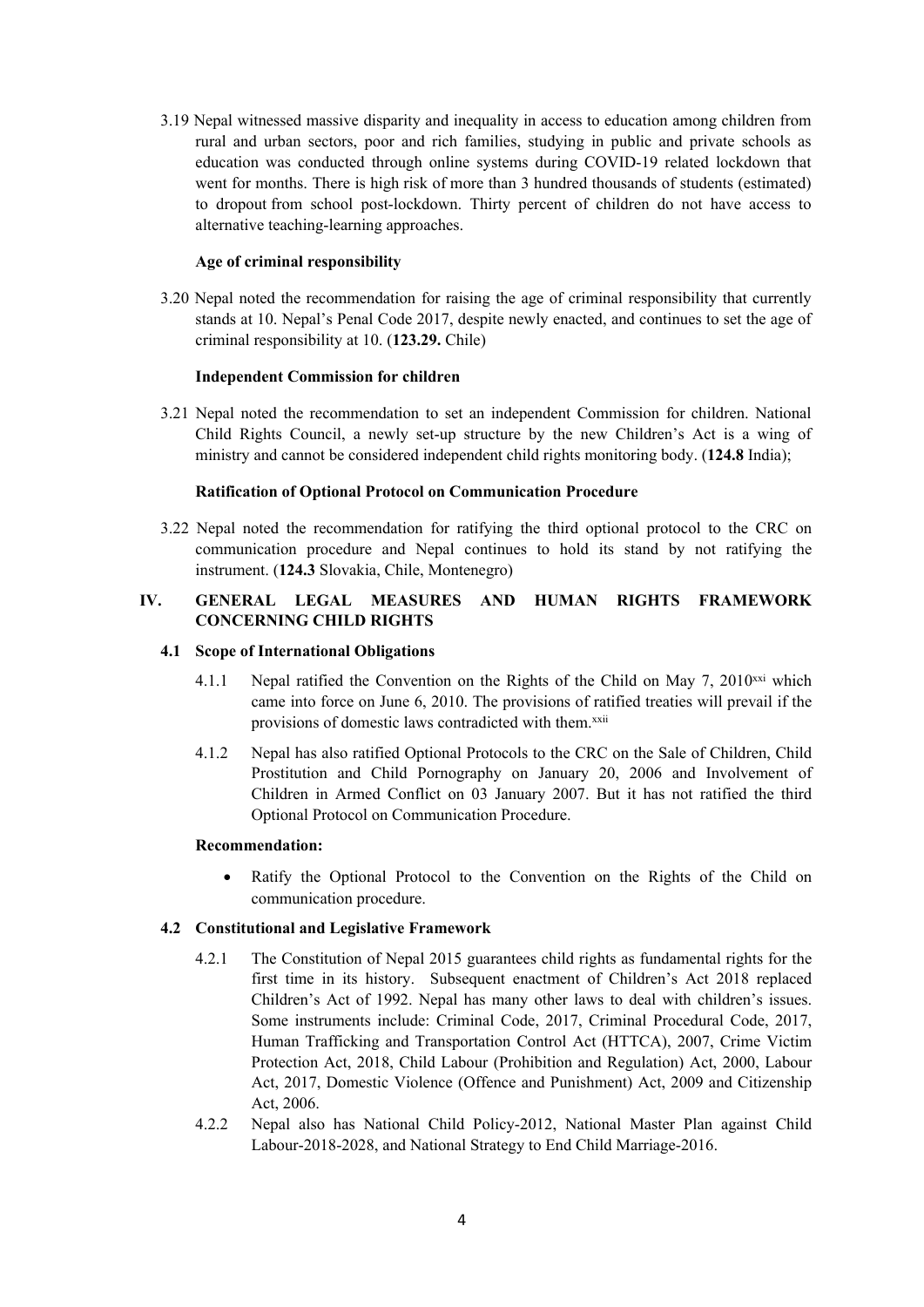3.19 Nepal witnessed massive disparity and inequality in access to education among children from rural and urban sectors, poor and rich families, studying in public and private schools as education was conducted through online systems during COVID-19 related lockdown that went for months. There is high risk of more than 3 hundred thousands of students (estimated) to dropout from school post-lockdown. Thirty percent of children do not have access to alternative teaching-learning approaches.

**Age of criminal responsibility**

3.20 Nepal noted the recommendation for raising the age of criminal responsibility that currently stands at 10. Nepal's Penal Code 2017, despite newly enacted, and continues to set the age of criminal responsibility at 10. (**123.29.** Chile)

**Independent Commission for children**

3.21 Nepal noted the recommendation to set an independent Commission for children. National Child Rights Council, a newly set-up structure by the new Children's Act is a wing of ministry and cannot be considered independent child rights monitoring body. (**124.8** India);

**Ratification of Optional Protocol on Communication Procedure**

3.22 Nepal noted the recommendation for ratifying the third optional protocol to the CRC on communication procedure and Nepal continues to hold its stand by not ratifying the instrument. (**124.3** Slovakia, Chile, Montenegro)

## IV. GENERAL LEGAL MEASURES AND HUMAN RIGHTS FRAMEWORK CONCERNING CHILD RIGHTS

### 4.1 Scope of International Obligations

4.1.1 Nepal ratified the Convention on the Rights of the Child on May 7, 2010[xxi] which came into force on June 6, 2010. The provisions of ratified treaties will prevail if the provisions of domestic laws contradicted with them.[xxii]

4.1.2 Nepal has also ratified Optional Protocols to the CRC on the Sale of Children, Child Prostitution and Child Pornography on January 20, 2006 and Involvement of Children in Armed Conflict on 03 January 2007. But it has not ratified the third Optional Protocol on Communication Procedure.

**Recommendation:**

- Ratify the Optional Protocol to the Convention on the Rights of the Child on communication procedure.

### 4.2 Constitutional and Legislative Framework

4.2.1 The Constitution of Nepal 2015 guarantees child rights as fundamental rights for the first time in its history. Subsequent enactment of Children's Act 2018 replaced Children's Act of 1992. Nepal has many other laws to deal with children's issues. Some instruments include: Criminal Code, 2017, Criminal Procedural Code, 2017, Human Trafficking and Transportation Control Act (HTTCA), 2007, Crime Victim Protection Act, 2018, Child Labour (Prohibition and Regulation) Act, 2000, Labour Act, 2017, Domestic Violence (Offence and Punishment) Act, 2009 and Citizenship Act, 2006.

4.2.2 Nepal also has National Child Policy-2012, National Master Plan against Child Labour-2018-2028, and National Strategy to End Child Marriage-2016.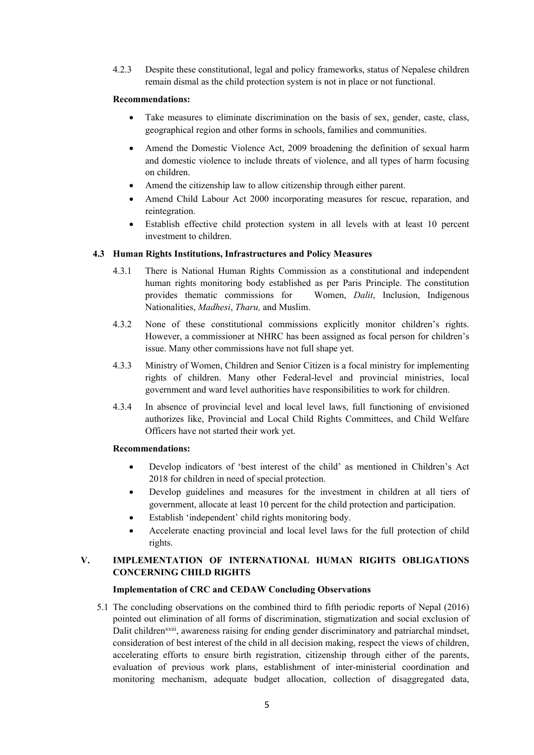4.2.3 Despite these constitutional, legal and policy frameworks, status of Nepalese children remain dismal as the child protection system is not in place or not functional.

**Recommendations:**

- Take measures to eliminate discrimination on the basis of sex, gender, caste, class, geographical region and other forms in schools, families and communities.
- Amend the Domestic Violence Act, 2009 broadening the definition of sexual harm and domestic violence to include threats of violence, and all types of harm focusing on children.
- Amend the citizenship law to allow citizenship through either parent.
- Amend Child Labour Act 2000 incorporating measures for rescue, reparation, and reintegration.
- Establish effective child protection system in all levels with at least 10 percent investment to children.

### 4.3 Human Rights Institutions, Infrastructures and Policy Measures

4.3.1 There is National Human Rights Commission as a constitutional and independent human rights monitoring body established as per Paris Principle. The constitution provides thematic commissions for Women, *Dalit*, Inclusion, Indigenous Nationalities, *Madhesi*, *Tharu,* and Muslim.

4.3.2 None of these constitutional commissions explicitly monitor children's rights. However, a commissioner at NHRC has been assigned as focal person for children's issue. Many other commissions have not full shape yet.

4.3.3 Ministry of Women, Children and Senior Citizen is a focal ministry for implementing rights of children. Many other Federal-level and provincial ministries, local government and ward level authorities have responsibilities to work for children.

4.3.4 In absence of provincial level and local level laws, full functioning of envisioned authorizes like, Provincial and Local Child Rights Committees, and Child Welfare Officers have not started their work yet.

**Recommendations:**

- Develop indicators of 'best interest of the child' as mentioned in Children's Act 2018 for children in need of special protection.
- Develop guidelines and measures for the investment in children at all tiers of government, allocate at least 10 percent for the child protection and participation.
- Establish 'independent' child rights monitoring body.
- Accelerate enacting provincial and local level laws for the full protection of child rights.

## V. IMPLEMENTATION OF INTERNATIONAL HUMAN RIGHTS OBLIGATIONS CONCERNING CHILD RIGHTS

**Implementation of CRC and CEDAW Concluding Observations**

5.1 The concluding observations on the combined third to fifth periodic reports of Nepal (2016) pointed out elimination of all forms of discrimination, stigmatization and social exclusion of Dalit children[xxiii], awareness raising for ending gender discriminatory and patriarchal mindset, consideration of best interest of the child in all decision making, respect the views of children, accelerating efforts to ensure birth registration, citizenship through either of the parents, evaluation of previous work plans, establishment of inter-ministerial coordination and monitoring mechanism, adequate budget allocation, collection of disaggregated data,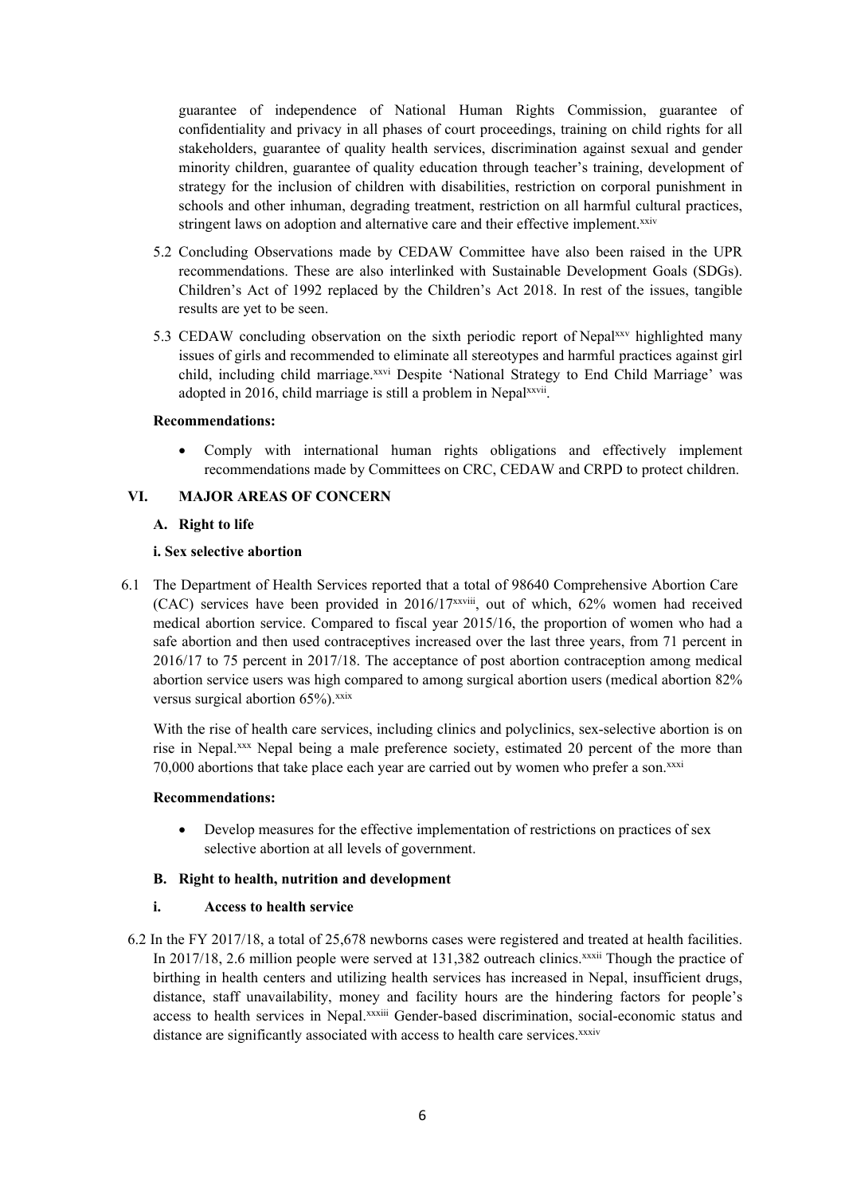guarantee of independence of National Human Rights Commission, guarantee of confidentiality and privacy in all phases of court proceedings, training on child rights for all stakeholders, guarantee of quality health services, discrimination against sexual and gender minority children, guarantee of quality education through teacher's training, development of strategy for the inclusion of children with disabilities, restriction on corporal punishment in schools and other inhuman, degrading treatment, restriction on all harmful cultural practices, stringent laws on adoption and alternative care and their effective implement.[xxiv]

5.2 Concluding Observations made by CEDAW Committee have also been raised in the UPR recommendations. These are also interlinked with Sustainable Development Goals (SDGs). Children's Act of 1992 replaced by the Children's Act 2018. In rest of the issues, tangible results are yet to be seen.

5.3 CEDAW concluding observation on the sixth periodic report of Nepal[xxv] highlighted many issues of girls and recommended to eliminate all stereotypes and harmful practices against girl child, including child marriage.[xxvi] Despite 'National Strategy to End Child Marriage' was adopted in 2016, child marriage is still a problem in Nepal[xxvii].

**Recommendations:**

- Comply with international human rights obligations and effectively implement recommendations made by Committees on CRC, CEDAW and CRPD to protect children.

## VI. MAJOR AREAS OF CONCERN

### A. Right to life

#### i. Sex selective abortion

6.1 The Department of Health Services reported that a total of 98640 Comprehensive Abortion Care (CAC) services have been provided in 2016/17[xxviii], out of which, 62% women had received medical abortion service. Compared to fiscal year 2015/16, the proportion of women who had a safe abortion and then used contraceptives increased over the last three years, from 71 percent in 2016/17 to 75 percent in 2017/18. The acceptance of post abortion contraception among medical abortion service users was high compared to among surgical abortion users (medical abortion 82% versus surgical abortion 65%).[xxix]

With the rise of health care services, including clinics and polyclinics, sex-selective abortion is on rise in Nepal.[xxx] Nepal being a male preference society, estimated 20 percent of the more than 70,000 abortions that take place each year are carried out by women who prefer a son.[xxxi]

**Recommendations:**

- Develop measures for the effective implementation of restrictions on practices of sex selective abortion at all levels of government.

### B. Right to health, nutrition and development

#### i. Access to health service

6.2 In the FY 2017/18, a total of 25,678 newborns cases were registered and treated at health facilities. In 2017/18, 2.6 million people were served at 131,382 outreach clinics.[xxxii] Though the practice of birthing in health centers and utilizing health services has increased in Nepal, insufficient drugs, distance, staff unavailability, money and facility hours are the hindering factors for people's access to health services in Nepal.[xxxiii] Gender-based discrimination, social-economic status and distance are significantly associated with access to health care services.[xxxiv]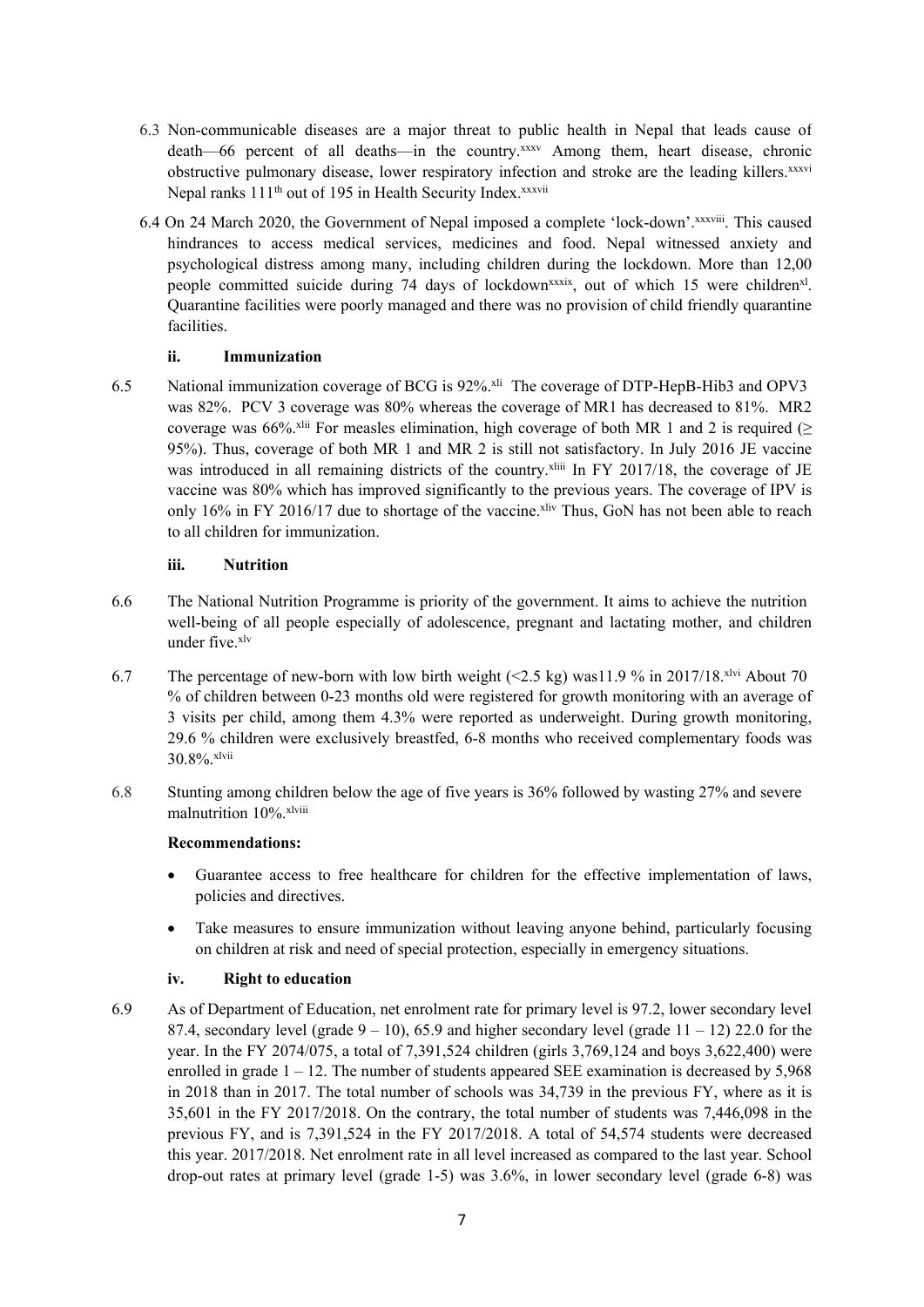6.3 Non-communicable diseases are a major threat to public health in Nepal that leads cause of death—66 percent of all deaths—in the country.[xxxv] Among them, heart disease, chronic obstructive pulmonary disease, lower respiratory infection and stroke are the leading killers.[xxxvi] Nepal ranks 111th out of 195 in Health Security Index.[xxxvii]

6.4 On 24 March 2020, the Government of Nepal imposed a complete 'lock-down'.[xxxviii]. This caused hindrances to access medical services, medicines and food. Nepal witnessed anxiety and psychological distress among many, including children during the lockdown. More than 12,00 people committed suicide during 74 days of lockdown[xxxix], out of which 15 were children[xl]. Quarantine facilities were poorly managed and there was no provision of child friendly quarantine facilities.

#### ii. Immunization

6.5 National immunization coverage of BCG is 92%.[xli] The coverage of DTP-HepB-Hib3 and OPV3 was 82%. PCV 3 coverage was 80% whereas the coverage of MR1 has decreased to 81%. MR2 coverage was 66%.[xlii] For measles elimination, high coverage of both MR 1 and 2 is required (≥ 95%). Thus, coverage of both MR 1 and MR 2 is still not satisfactory. In July 2016 JE vaccine was introduced in all remaining districts of the country.[xliii] In FY 2017/18, the coverage of JE vaccine was 80% which has improved significantly to the previous years. The coverage of IPV is only 16% in FY 2016/17 due to shortage of the vaccine.[xliv] Thus, GoN has not been able to reach to all children for immunization.

#### iii. Nutrition

6.6 The National Nutrition Programme is priority of the government. It aims to achieve the nutrition well-being of all people especially of adolescence, pregnant and lactating mother, and children under five.[xlv]

6.7 The percentage of new-born with low birth weight (<2.5 kg) was11.9 % in 2017/18.[xlvi] About 70 % of children between 0-23 months old were registered for growth monitoring with an average of 3 visits per child, among them 4.3% were reported as underweight. During growth monitoring, 29.6 % children were exclusively breastfed, 6-8 months who received complementary foods was 30.8%.[xlvii]

6.8 Stunting among children below the age of five years is 36% followed by wasting 27% and severe malnutrition 10%.[xlviii]

**Recommendations:**

- Guarantee access to free healthcare for children for the effective implementation of laws, policies and directives.
- Take measures to ensure immunization without leaving anyone behind, particularly focusing on children at risk and need of special protection, especially in emergency situations.

#### iv. Right to education

6.9 As of Department of Education, net enrolment rate for primary level is 97.2, lower secondary level 87.4, secondary level (grade 9 – 10), 65.9 and higher secondary level (grade 11 – 12) 22.0 for the year. In the FY 2074/075, a total of 7,391,524 children (girls 3,769,124 and boys 3,622,400) were enrolled in grade 1 – 12. The number of students appeared SEE examination is decreased by 5,968 in 2018 than in 2017. The total number of schools was 34,739 in the previous FY, where as it is 35,601 in the FY 2017/2018. On the contrary, the total number of students was 7,446,098 in the previous FY, and is 7,391,524 in the FY 2017/2018. A total of 54,574 students were decreased this year. 2017/2018. Net enrolment rate in all level increased as compared to the last year. School drop-out rates at primary level (grade 1-5) was 3.6%, in lower secondary level (grade 6-8) was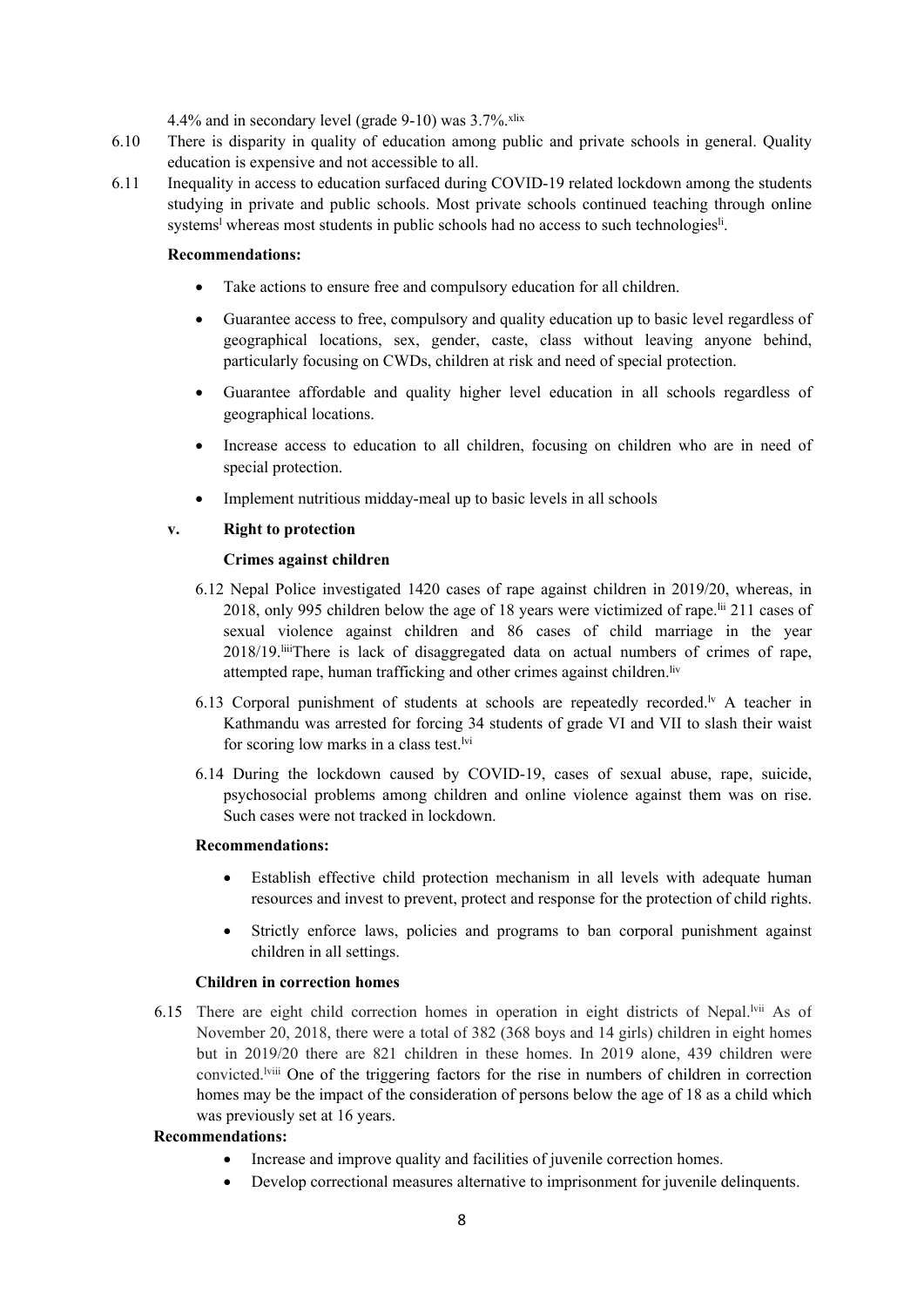4.4% and in secondary level (grade 9-10) was 3.7%.[xlix]

6.10 There is disparity in quality of education among public and private schools in general. Quality education is expensive and not accessible to all.

6.11 Inequality in access to education surfaced during COVID-19 related lockdown among the students studying in private and public schools. Most private schools continued teaching through online systems[l] whereas most students in public schools had no access to such technologies[li].

**Recommendations:**

- Take actions to ensure free and compulsory education for all children.
- Guarantee access to free, compulsory and quality education up to basic level regardless of geographical locations, sex, gender, caste, class without leaving anyone behind, particularly focusing on CWDs, children at risk and need of special protection.
- Guarantee affordable and quality higher level education in all schools regardless of geographical locations.
- Increase access to education to all children, focusing on children who are in need of special protection.
- Implement nutritious midday-meal up to basic levels in all schools

**v. Right to protection**

**Crimes against children**

6.12 Nepal Police investigated 1420 cases of rape against children in 2019/20, whereas, in 2018, only 995 children below the age of 18 years were victimized of rape.[lii] 211 cases of sexual violence against children and 86 cases of child marriage in the year 2018/19.[liii]There is lack of disaggregated data on actual numbers of crimes of rape, attempted rape, human trafficking and other crimes against children.[liv]

6.13 Corporal punishment of students at schools are repeatedly recorded.[lv] A teacher in Kathmandu was arrested for forcing 34 students of grade VI and VII to slash their waist for scoring low marks in a class test.[lvi]

6.14 During the lockdown caused by COVID-19, cases of sexual abuse, rape, suicide, psychosocial problems among children and online violence against them was on rise. Such cases were not tracked in lockdown.

**Recommendations:**

- Establish effective child protection mechanism in all levels with adequate human resources and invest to prevent, protect and response for the protection of child rights.
- Strictly enforce laws, policies and programs to ban corporal punishment against children in all settings.

**Children in correction homes**

6.15 There are eight child correction homes in operation in eight districts of Nepal.[lvii] As of November 20, 2018, there were a total of 382 (368 boys and 14 girls) children in eight homes but in 2019/20 there are 821 children in these homes. In 2019 alone, 439 children were convicted.[lviii] One of the triggering factors for the rise in numbers of children in correction homes may be the impact of the consideration of persons below the age of 18 as a child which was previously set at 16 years.

**Recommendations:**

- Increase and improve quality and facilities of juvenile correction homes.
- Develop correctional measures alternative to imprisonment for juvenile delinquents.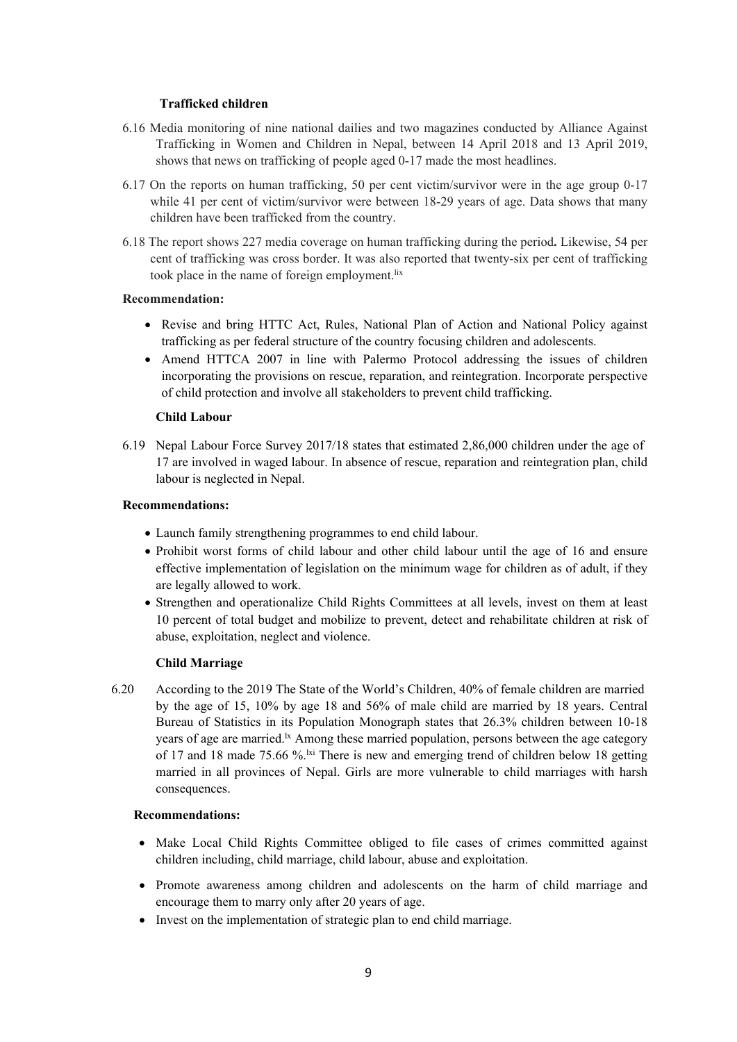### Trafficked children

6.16 Media monitoring of nine national dailies and two magazines conducted by Alliance Against Trafficking in Women and Children in Nepal, between 14 April 2018 and 13 April 2019, shows that news on trafficking of people aged 0-17 made the most headlines.

6.17 On the reports on human trafficking, 50 per cent victim/survivor were in the age group 0-17 while 41 per cent of victim/survivor were between 18-29 years of age. Data shows that many children have been trafficked from the country.

6.18 The report shows 227 media coverage on human trafficking during the period**.** Likewise, 54 per cent of trafficking was cross border. It was also reported that twenty-six per cent of trafficking took place in the name of foreign employment.[lix]

**Recommendation:**

- Revise and bring HTTC Act, Rules, National Plan of Action and National Policy against trafficking as per federal structure of the country focusing children and adolescents.
- Amend HTTCA 2007 in line with Palermo Protocol addressing the issues of children incorporating the provisions on rescue, reparation, and reintegration. Incorporate perspective of child protection and involve all stakeholders to prevent child trafficking.

### Child Labour

6.19 Nepal Labour Force Survey 2017/18 states that estimated 2,86,000 children under the age of 17 are involved in waged labour. In absence of rescue, reparation and reintegration plan, child labour is neglected in Nepal.

**Recommendations:**

- Launch family strengthening programmes to end child labour.
- Prohibit worst forms of child labour and other child labour until the age of 16 and ensure effective implementation of legislation on the minimum wage for children as of adult, if they are legally allowed to work.
- Strengthen and operationalize Child Rights Committees at all levels, invest on them at least 10 percent of total budget and mobilize to prevent, detect and rehabilitate children at risk of abuse, exploitation, neglect and violence.

### Child Marriage

6.20 According to the 2019 The State of the World's Children, 40% of female children are married by the age of 15, 10% by age 18 and 56% of male child are married by 18 years. Central Bureau of Statistics in its Population Monograph states that 26.3% children between 10-18 years of age are married.[lx] Among these married population, persons between the age category of 17 and 18 made 75.66 %.[lxi] There is new and emerging trend of children below 18 getting married in all provinces of Nepal. Girls are more vulnerable to child marriages with harsh consequences.

**Recommendations:**

- Make Local Child Rights Committee obliged to file cases of crimes committed against children including, child marriage, child labour, abuse and exploitation.
- Promote awareness among children and adolescents on the harm of child marriage and encourage them to marry only after 20 years of age.
- Invest on the implementation of strategic plan to end child marriage.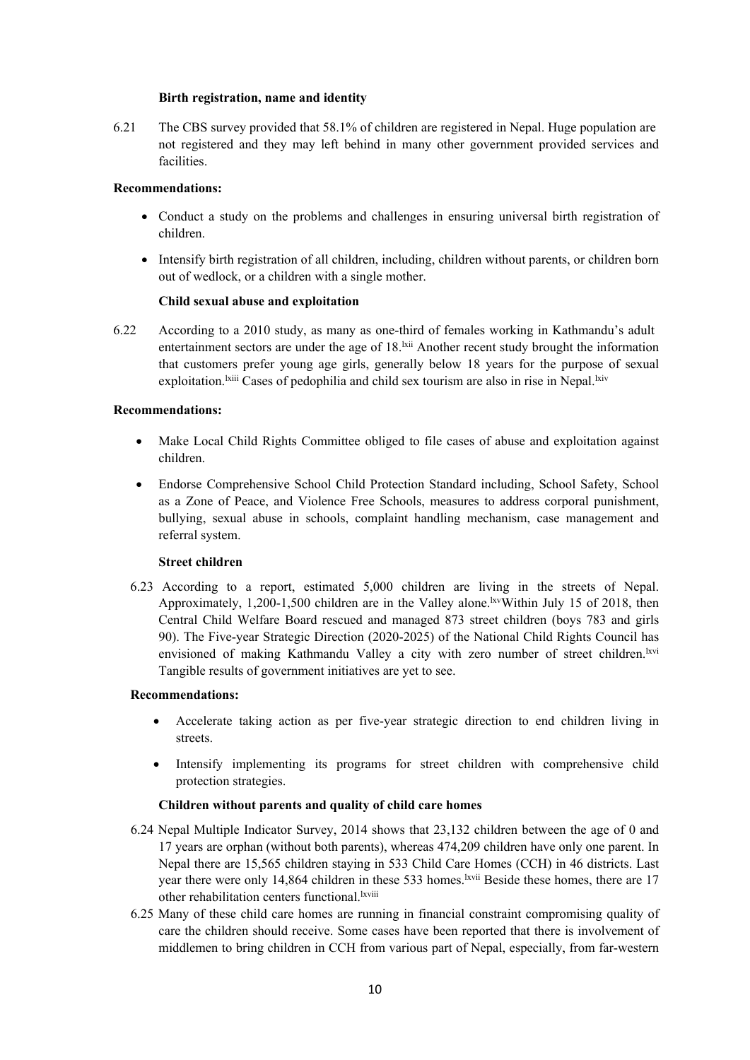**Birth registration, name and identity**

6.21 The CBS survey provided that 58.1% of children are registered in Nepal. Huge population are not registered and they may left behind in many other government provided services and facilities.

**Recommendations:**

- Conduct a study on the problems and challenges in ensuring universal birth registration of children.
- Intensify birth registration of all children, including, children without parents, or children born out of wedlock, or a children with a single mother.

**Child sexual abuse and exploitation**

6.22 According to a 2010 study, as many as one-third of females working in Kathmandu's adult entertainment sectors are under the age of 18.[lxii] Another recent study brought the information that customers prefer young age girls, generally below 18 years for the purpose of sexual exploitation.[lxiii] Cases of pedophilia and child sex tourism are also in rise in Nepal.[lxiv]

**Recommendations:**

- Make Local Child Rights Committee obliged to file cases of abuse and exploitation against children.
- Endorse Comprehensive School Child Protection Standard including, School Safety, School as a Zone of Peace, and Violence Free Schools, measures to address corporal punishment, bullying, sexual abuse in schools, complaint handling mechanism, case management and referral system.

**Street children**

6.23 According to a report, estimated 5,000 children are living in the streets of Nepal. Approximately, 1,200-1,500 children are in the Valley alone.[lxv]Within July 15 of 2018, then Central Child Welfare Board rescued and managed 873 street children (boys 783 and girls 90). The Five-year Strategic Direction (2020-2025) of the National Child Rights Council has envisioned of making Kathmandu Valley a city with zero number of street children.[lxvi] Tangible results of government initiatives are yet to see.

**Recommendations:**

- Accelerate taking action as per five-year strategic direction to end children living in streets.
- Intensify implementing its programs for street children with comprehensive child protection strategies.

**Children without parents and quality of child care homes**

6.24 Nepal Multiple Indicator Survey, 2014 shows that 23,132 children between the age of 0 and 17 years are orphan (without both parents), whereas 474,209 children have only one parent. In Nepal there are 15,565 children staying in 533 Child Care Homes (CCH) in 46 districts. Last year there were only 14,864 children in these 533 homes.[lxvii] Beside these homes, there are 17 other rehabilitation centers functional.[lxviii]

6.25 Many of these child care homes are running in financial constraint compromising quality of care the children should receive. Some cases have been reported that there is involvement of middlemen to bring children in CCH from various part of Nepal, especially, from far-western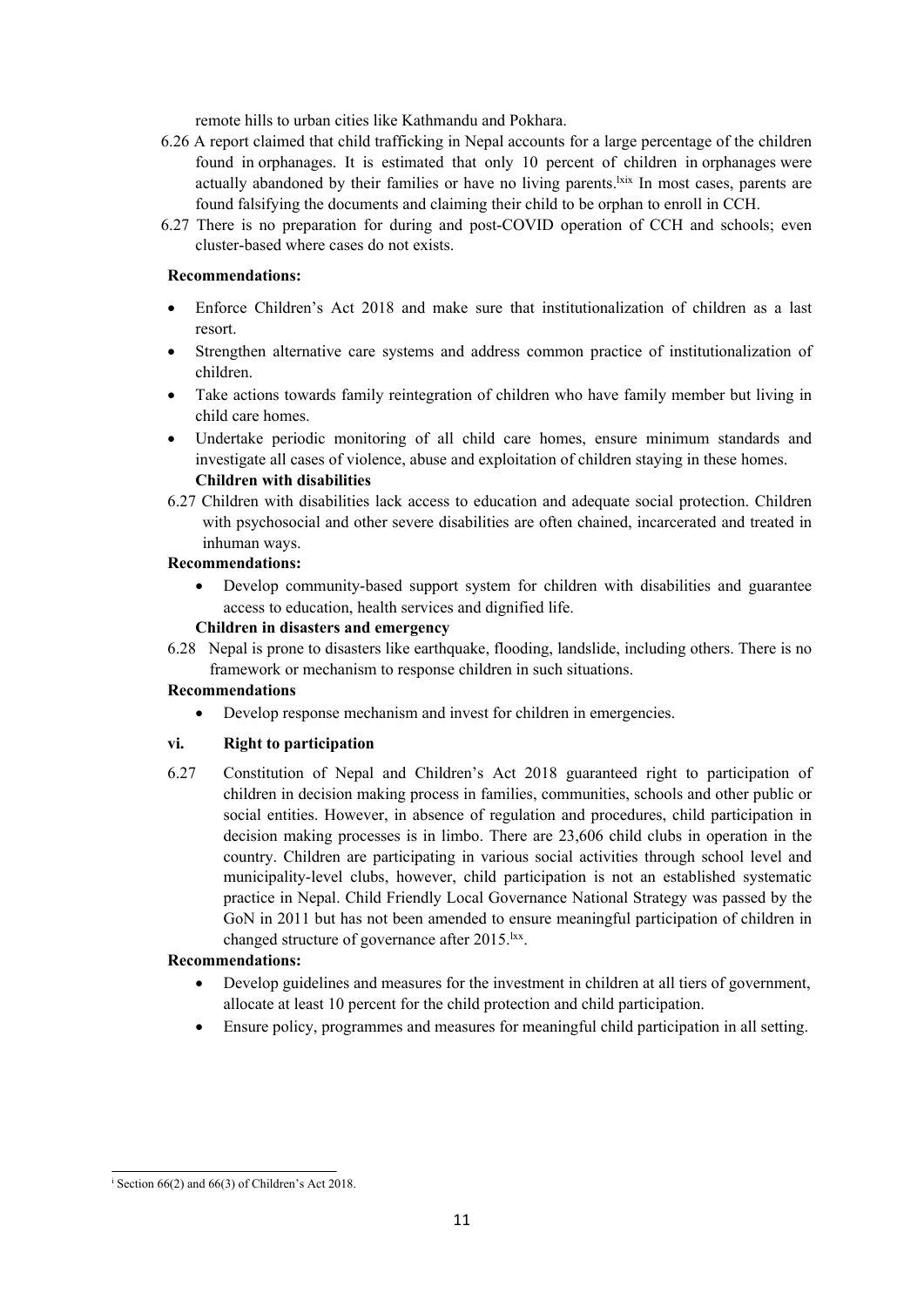remote hills to urban cities like Kathmandu and Pokhara.

6.26 A report claimed that child trafficking in Nepal accounts for a large percentage of the children found in orphanages. It is estimated that only 10 percent of children in orphanages were actually abandoned by their families or have no living parents.[lxix] In most cases, parents are found falsifying the documents and claiming their child to be orphan to enroll in CCH.

6.27 There is no preparation for during and post-COVID operation of CCH and schools; even cluster-based where cases do not exists.

**Recommendations:**

- Enforce Children's Act 2018 and make sure that institutionalization of children as a last resort.
- Strengthen alternative care systems and address common practice of institutionalization of children.
- Take actions towards family reintegration of children who have family member but living in child care homes.
- Undertake periodic monitoring of all child care homes, ensure minimum standards and investigate all cases of violence, abuse and exploitation of children staying in these homes.

**Children with disabilities**

6.27 Children with disabilities lack access to education and adequate social protection. Children with psychosocial and other severe disabilities are often chained, incarcerated and treated in inhuman ways.

**Recommendations:**

- Develop community-based support system for children with disabilities and guarantee access to education, health services and dignified life.

**Children in disasters and emergency**

6.28 Nepal is prone to disasters like earthquake, flooding, landslide, including others. There is no framework or mechanism to response children in such situations.

**Recommendations**

- Develop response mechanism and invest for children in emergencies.

**vi. Right to participation**

6.27 Constitution of Nepal and Children's Act 2018 guaranteed right to participation of children in decision making process in families, communities, schools and other public or social entities. However, in absence of regulation and procedures, child participation in decision making processes is in limbo. There are 23,606 child clubs in operation in the country. Children are participating in various social activities through school level and municipality-level clubs, however, child participation is not an established systematic practice in Nepal. Child Friendly Local Governance National Strategy was passed by the GoN in 2011 but has not been amended to ensure meaningful participation of children in changed structure of governance after 2015.[lxx].

**Recommendations:**

- Develop guidelines and measures for the investment in children at all tiers of government, allocate at least 10 percent for the child protection and child participation.
- Ensure policy, programmes and measures for meaningful child participation in all setting.

---

[i] Section 66(2) and 66(3) of Children's Act 2018.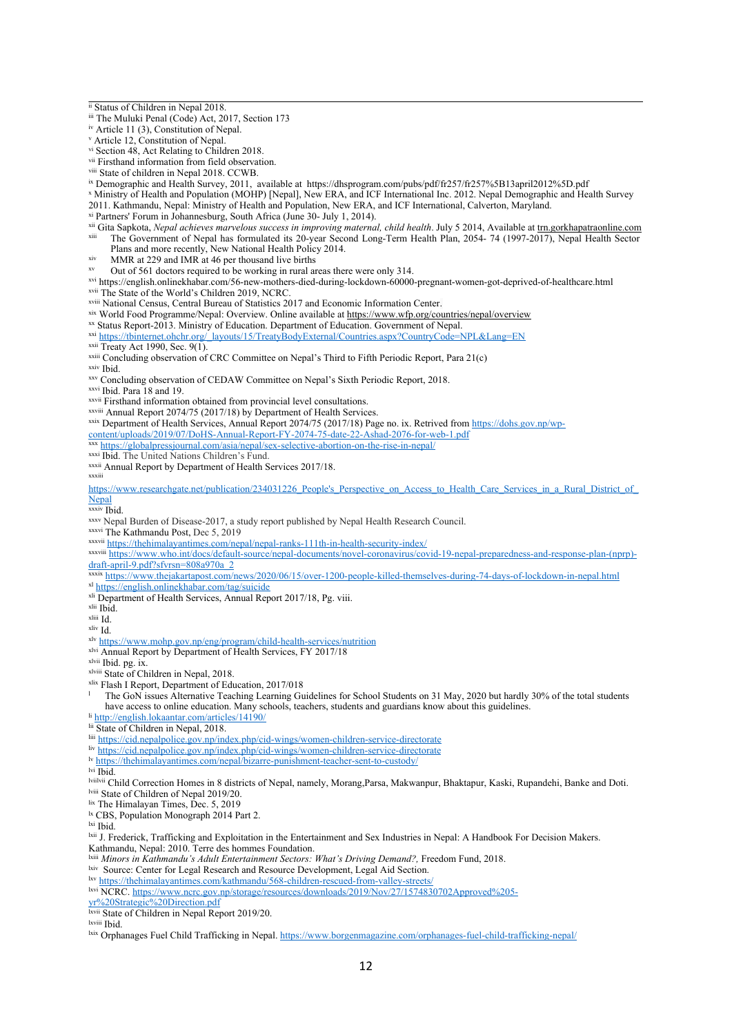[ii] Status of Children in Nepal 2018.
[iii] The Muluki Penal (Code) Act, 2017, Section 173
[iv] Article 11 (3), Constitution of Nepal.
[v] Article 12, Constitution of Nepal.
[vi] Section 48, Act Relating to Children 2018.
[vii] Firsthand information from field observation.
[viii] State of children in Nepal 2018. CCWB.
[ix] Demographic and Health Survey, 2011, available at https://dhsprogram.com/pubs/pdf/fr257/fr257%5B13april2012%5D.pdf
[x] Ministry of Health and Population (MOHP) [Nepal], New ERA, and ICF International Inc. 2012. Nepal Demographic and Health Survey 2011. Kathmandu, Nepal: Ministry of Health and Population, New ERA, and ICF International, Calverton, Maryland.
[xi] Partners' Forum in Johannesburg, South Africa (June 30- July 1, 2014).
[xii] Gita Sapkota, *Nepal achieves marvelous success in improving maternal, child health*. July 5 2014, Available at trn.gorkhapatraonline.com
[xiii] The Government of Nepal has formulated its 20-year Second Long-Term Health Plan, 2054- 74 (1997-2017), Nepal Health Sector Plans and more recently, New National Health Policy 2014.
[xiv] MMR at 229 and IMR at 46 per thousand live births
[xv] Out of 561 doctors required to be working in rural areas there were only 314.
[xvi] https://english.onlinekhabar.com/56-new-mothers-died-during-lockdown-60000-pregnant-women-got-deprived-of-healthcare.html
[xvii] The State of the World's Children 2019, NCRC.
[xviii] National Census, Central Bureau of Statistics 2017 and Economic Information Center.
[xix] World Food Programme/Nepal: Overview. Online available at https://www.wfp.org/countries/nepal/overview
[xx] Status Report-2013. Ministry of Education. Department of Education. Government of Nepal.
[xxi] https://tbinternet.ohchr.org/_layouts/15/TreatyBodyExternal/Countries.aspx?CountryCode=NPL&Lang=EN
[xxii] Treaty Act 1990, Sec. 9(1).
[xxiii] Concluding observation of CRC Committee on Nepal's Third to Fifth Periodic Report, Para 21(c)
[xxiv] Ibid.
[xxv] Concluding observation of CEDAW Committee on Nepal's Sixth Periodic Report, 2018.
[xxvi] Ibid. Para 18 and 19.
[xxvii] Firsthand information obtained from provincial level consultations.
[xxviii] Annual Report 2074/75 (2017/18) by Department of Health Services.
[xxix] Department of Health Services, Annual Report 2074/75 (2017/18) Page no. ix. Retrived from https://dohs.gov.np/wp-content/uploads/2019/07/DoHS-Annual-Report-FY-2074-75-date-22-Ashad-2076-for-web-1.pdf
[xxx] https://globalpressjournal.com/asia/nepal/sex-selective-abortion-on-the-rise-in-nepal/
[xxxi] Ibid. The United Nations Children's Fund.
[xxxii] Annual Report by Department of Health Services 2017/18.
[xxxiii] https://www.researchgate.net/publication/234031226_People's_Perspective_on_Access_to_Health_Care_Services_in_a_Rural_District_of_Nepal
[xxxiv] Ibid.
[xxxv] Nepal Burden of Disease-2017, a study report published by Nepal Health Research Council.
[xxxvi] The Kathmandu Post, Dec 5, 2019
[xxxvii] https://thehimalayantimes.com/nepal/nepal-ranks-111th-in-health-security-index/
[xxxviii] https://www.who.int/docs/default-source/nepal-documents/novel-coronavirus/covid-19-nepal-preparedness-and-response-plan-(nprp)-draft-april-9.pdf?sfvrsn=808a970a_2
[xxxix] https://www.thejakartapost.com/news/2020/06/15/over-1200-people-killed-themselves-during-74-days-of-lockdown-in-nepal.html
[xl] https://english.onlinekhabar.com/tag/suicide
[xli] Department of Health Services, Annual Report 2017/18, Pg. viii.
[xlii] Ibid.
[xliii] Id.
[xliv] Id.
[xlv] https://www.mohp.gov.np/eng/program/child-health-services/nutrition
[xlvi] Annual Report by Department of Health Services, FY 2017/18
[xlvii] Ibid. pg. ix.
[xlviii] State of Children in Nepal, 2018.
[xlix] Flash I Report, Department of Education, 2017/018
[l] The GoN issues Alternative Teaching Learning Guidelines for School Students on 31 May, 2020 but hardly 30% of the total students have access to online education. Many schools, teachers, students and guardians know about this guidelines.
[li] http://english.lokaantar.com/articles/14190/
[lii] State of Children in Nepal, 2018.
[liii] https://cid.nepalpolice.gov.np/index.php/cid-wings/women-children-service-directorate
[liv] https://cid.nepalpolice.gov.np/index.php/cid-wings/women-children-service-directorate
[lv] https://thehimalayantimes.com/nepal/bizarre-punishment-teacher-sent-to-custody/
[lvi] Ibid.
[lvii] Child Correction Homes in 8 districts of Nepal, namely, Morang,Parsa, Makwanpur, Bhaktapur, Kaski, Rupandehi, Banke and Doti.
[lviii] State of Children of Nepal 2019/20.
[lix] The Himalayan Times, Dec. 5, 2019
[lx] CBS, Population Monograph 2014 Part 2.
[lxi] Ibid.
[lxii] J. Frederick, Trafficking and Exploitation in the Entertainment and Sex Industries in Nepal: A Handbook For Decision Makers. Kathmandu, Nepal: 2010. Terre des hommes Foundation.
[lxiii] *Minors in Kathmandu's Adult Entertainment Sectors: What's Driving Demand?,* Freedom Fund, 2018.
[lxiv] Source: Center for Legal Research and Resource Development, Legal Aid Section.
[lxv] https://thehimalayantimes.com/kathmandu/568-children-rescued-from-valley-streets/
[lxvi] NCRC. https://www.ncrc.gov.np/storage/resources/downloads/2019/Nov/27/1574830702Approved%205-yr%20Strategic%20Direction.pdf
[lxvii] State of Children in Nepal Report 2019/20.
[lxviii] Ibid.
[lxix] Orphanages Fuel Child Trafficking in Nepal. https://www.borgenmagazine.com/orphanages-fuel-child-trafficking-nepal/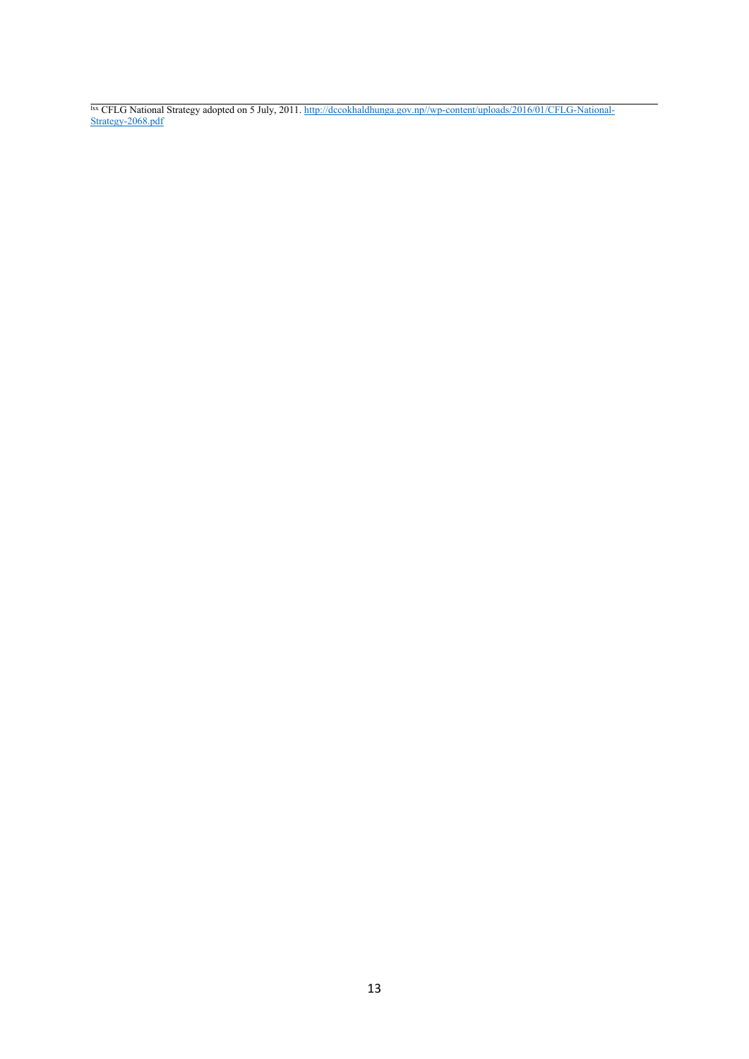[lxx] CFLG National Strategy adopted on 5 July, 2011. http://dccokhaldhunga.gov.np//wp-content/uploads/2016/01/CFLG-National-Strategy-2068.pdf